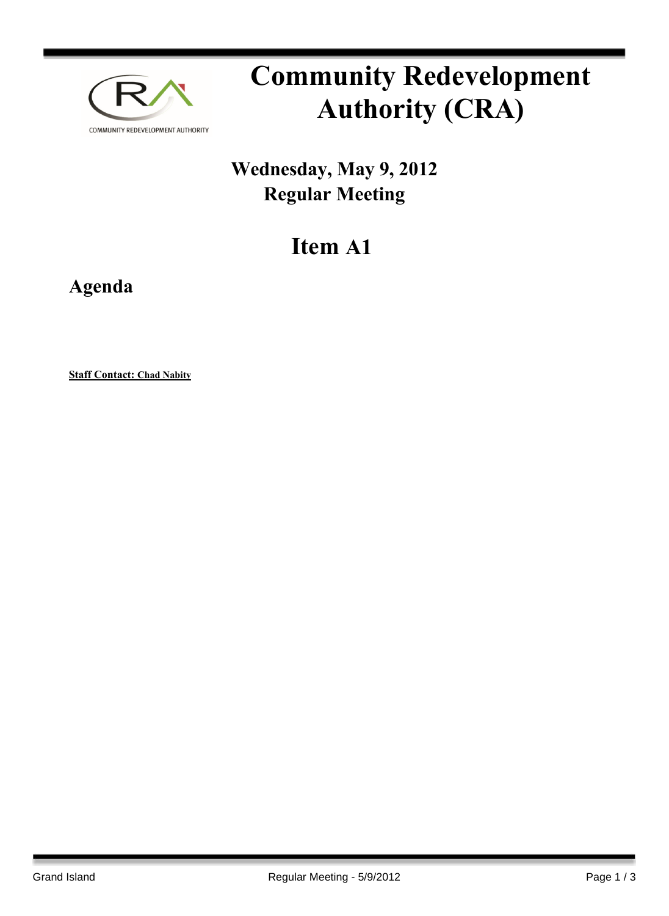# Community Redevelopment Authority (CRA)

**Wednesday, May 9, 2012**
**Regular Meeting**

## Item A1

## Agenda

**Staff Contact: Chad Nabity**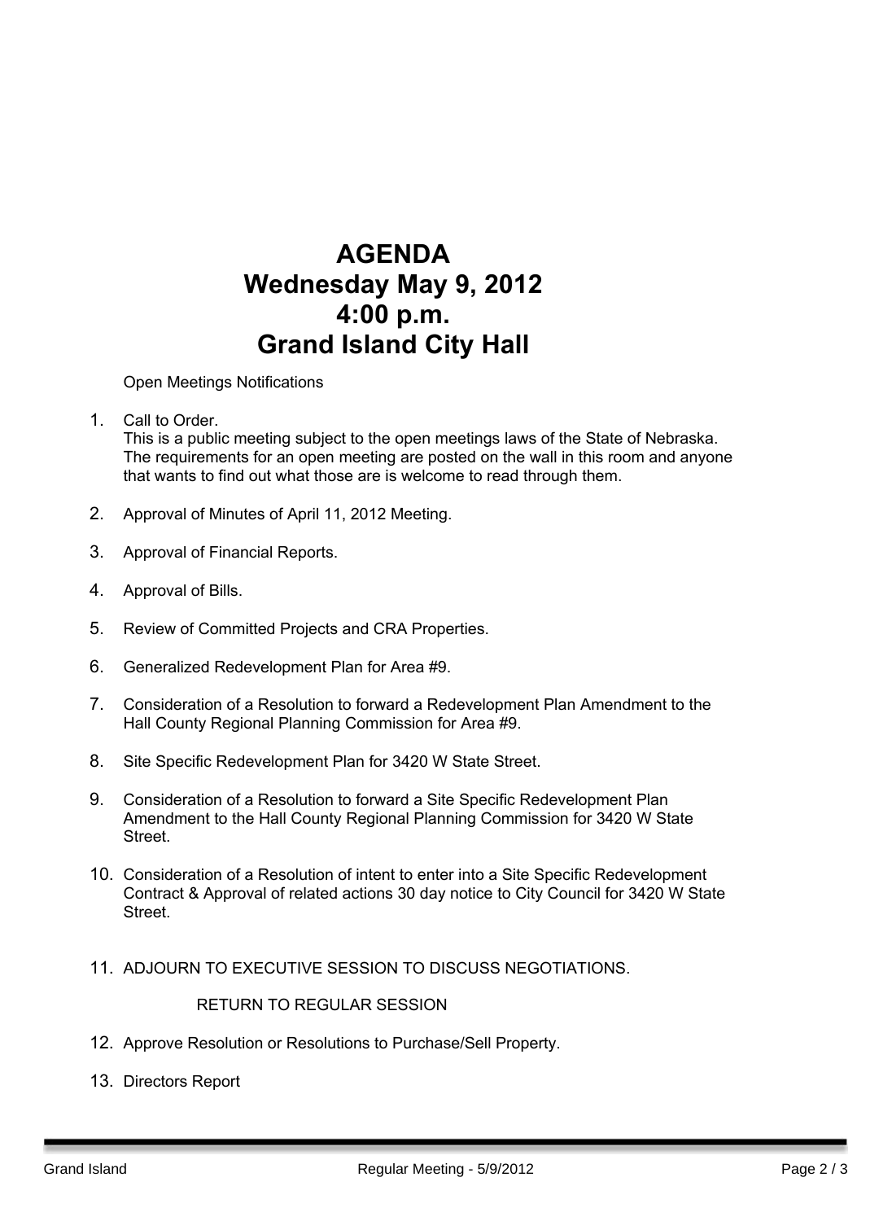# AGENDA
# Wednesday May 9, 2012
# 4:00 p.m.
# Grand Island City Hall

Open Meetings Notifications

1. Call to Order.
   This is a public meeting subject to the open meetings laws of the State of Nebraska. The requirements for an open meeting are posted on the wall in this room and anyone that wants to find out what those are is welcome to read through them.

2. Approval of Minutes of April 11, 2012 Meeting.

3. Approval of Financial Reports.

4. Approval of Bills.

5. Review of Committed Projects and CRA Properties.

6. Generalized Redevelopment Plan for Area #9.

7. Consideration of a Resolution to forward a Redevelopment Plan Amendment to the Hall County Regional Planning Commission for Area #9.

8. Site Specific Redevelopment Plan for 3420 W State Street.

9. Consideration of a Resolution to forward a Site Specific Redevelopment Plan Amendment to the Hall County Regional Planning Commission for 3420 W State Street.

10. Consideration of a Resolution of intent to enter into a Site Specific Redevelopment Contract & Approval of related actions 30 day notice to City Council for 3420 W State Street.

11. ADJOURN TO EXECUTIVE SESSION TO DISCUSS NEGOTIATIONS.

    RETURN TO REGULAR SESSION

12. Approve Resolution or Resolutions to Purchase/Sell Property.

13. Directors Report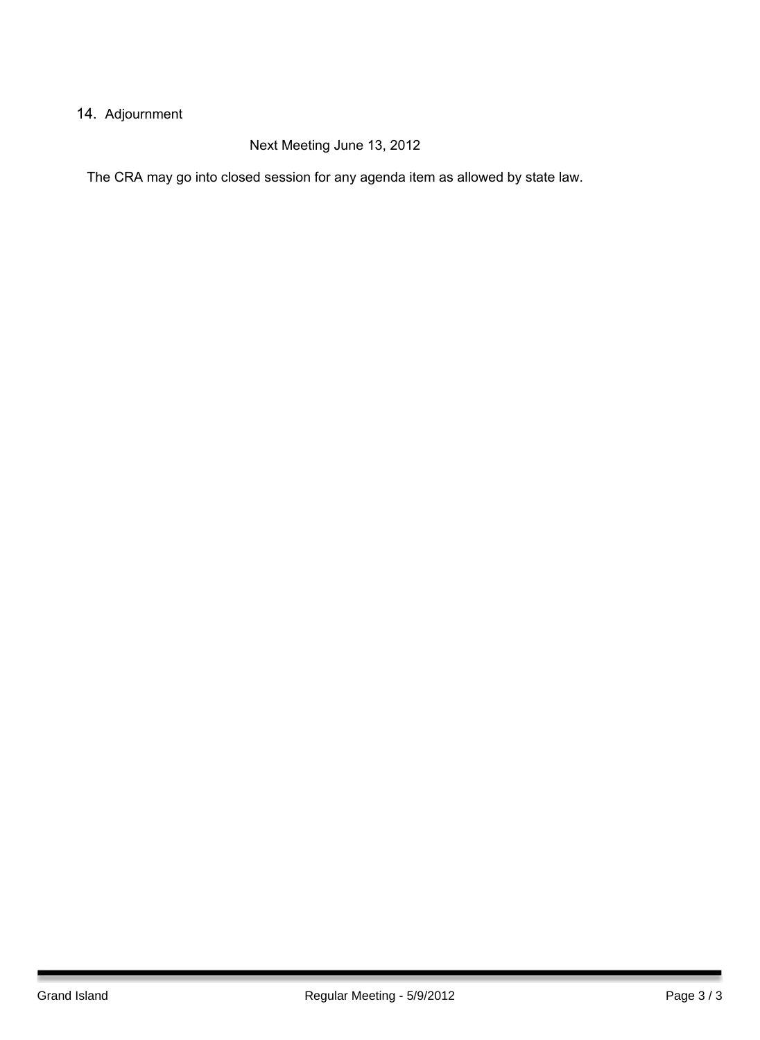14. Adjournment

Next Meeting June 13, 2012

The CRA may go into closed session for any agenda item as allowed by state law.